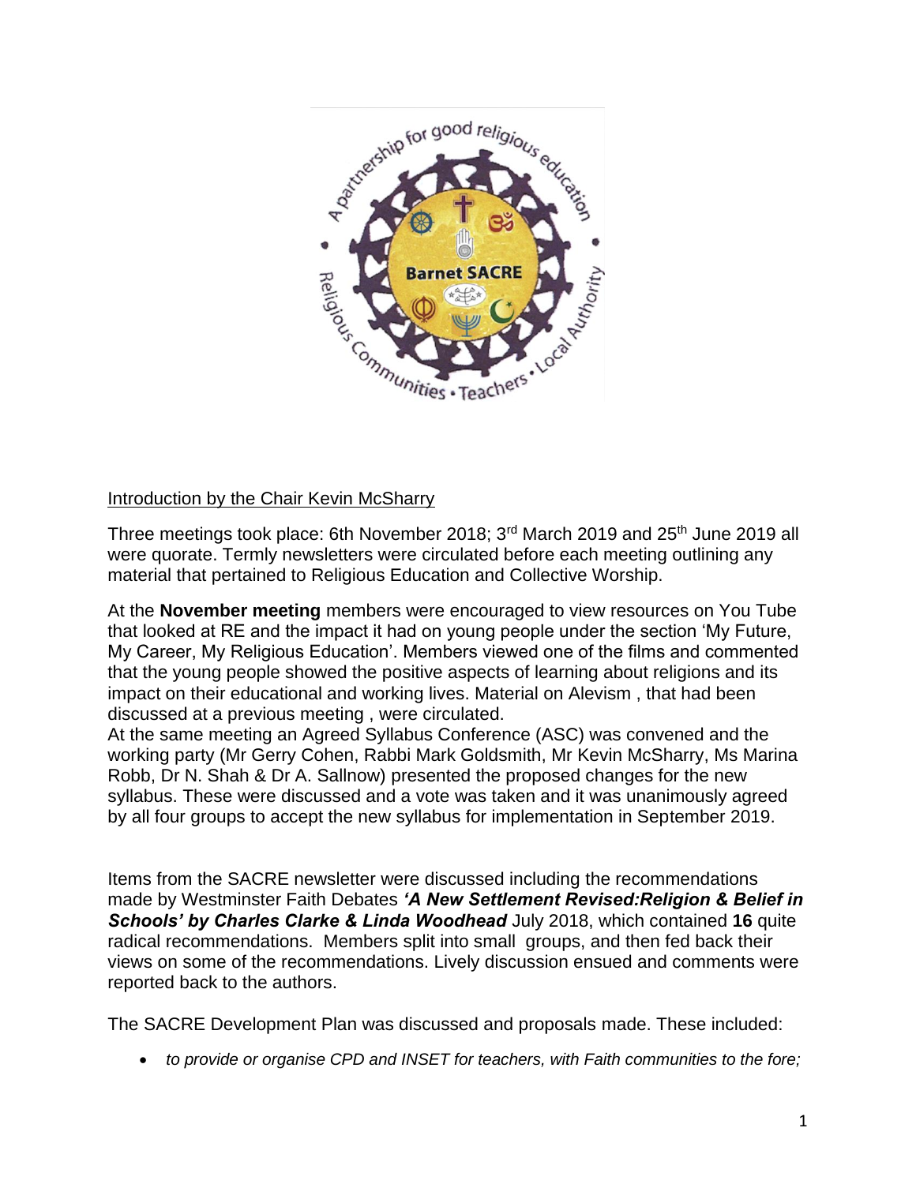Introduction by the Chair Kevin McSharry

Three meetings took place: 6th November 2018; 3rd March 2019 and 25th June 2019 all were quorate. Termly newsletters were circulated before each meeting outlining any material that pertained to Religious Education and Collective Worship.

At the **November meeting** members were encouraged to view resources on You Tube that looked at RE and the impact it had on young people under the section 'My Future, My Career, My Religious Education'. Members viewed one of the films and commented that the young people showed the positive aspects of learning about religions and its impact on their educational and working lives. Material on Alevism , that had been discussed at a previous meeting , were circulated.

At the same meeting an Agreed Syllabus Conference (ASC) was convened and the working party (Mr Gerry Cohen, Rabbi Mark Goldsmith, Mr Kevin McSharry, Ms Marina Robb, Dr N. Shah & Dr A. Sallnow) presented the proposed changes for the new syllabus. These were discussed and a vote was taken and it was unanimously agreed by all four groups to accept the new syllabus for implementation in September 2019.

Items from the SACRE newsletter were discussed including the recommendations made by Westminster Faith Debates ***'A New Settlement Revised:Religion & Belief in Schools' by Charles Clarke & Linda Woodhead*** July 2018, which contained **16** quite radical recommendations. Members split into small groups, and then fed back their views on some of the recommendations. Lively discussion ensued and comments were reported back to the authors.

The SACRE Development Plan was discussed and proposals made. These included:

- *to provide or organise CPD and INSET for teachers, with Faith communities to the fore;*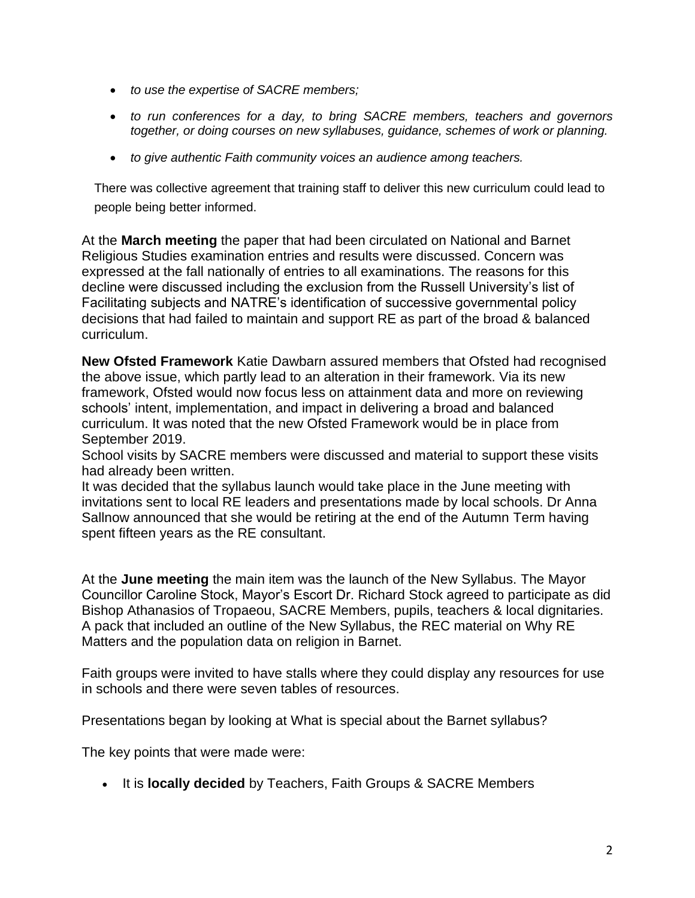- *to use the expertise of SACRE members;*
- *to run conferences for a day, to bring SACRE members, teachers and governors together, or doing courses on new syllabuses, guidance, schemes of work or planning.*
- *to give authentic Faith community voices an audience among teachers.*

There was collective agreement that training staff to deliver this new curriculum could lead to people being better informed.

At the **March meeting** the paper that had been circulated on National and Barnet Religious Studies examination entries and results were discussed. Concern was expressed at the fall nationally of entries to all examinations. The reasons for this decline were discussed including the exclusion from the Russell University's list of Facilitating subjects and NATRE's identification of successive governmental policy decisions that had failed to maintain and support RE as part of the broad & balanced curriculum.

**New Ofsted Framework** Katie Dawbarn assured members that Ofsted had recognised the above issue, which partly lead to an alteration in their framework. Via its new framework, Ofsted would now focus less on attainment data and more on reviewing schools' intent, implementation, and impact in delivering a broad and balanced curriculum. It was noted that the new Ofsted Framework would be in place from September 2019.
School visits by SACRE members were discussed and material to support these visits had already been written.
It was decided that the syllabus launch would take place in the June meeting with invitations sent to local RE leaders and presentations made by local schools. Dr Anna Sallnow announced that she would be retiring at the end of the Autumn Term having spent fifteen years as the RE consultant.

At the **June meeting** the main item was the launch of the New Syllabus. The Mayor Councillor Caroline Stock, Mayor's Escort Dr. Richard Stock agreed to participate as did Bishop Athanasios of Tropaeou, SACRE Members, pupils, teachers & local dignitaries. A pack that included an outline of the New Syllabus, the REC material on Why RE Matters and the population data on religion in Barnet.

Faith groups were invited to have stalls where they could display any resources for use in schools and there were seven tables of resources.

Presentations began by looking at What is special about the Barnet syllabus?

The key points that were made were:

- It is **locally decided** by Teachers, Faith Groups & SACRE Members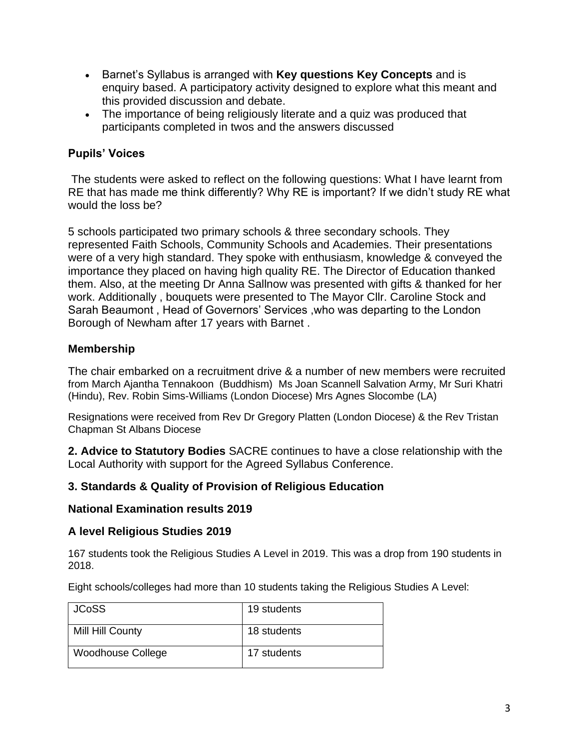- Barnet's Syllabus is arranged with **Key questions Key Concepts** and is enquiry based. A participatory activity designed to explore what this meant and this provided discussion and debate.
- The importance of being religiously literate and a quiz was produced that participants completed in twos and the answers discussed

### Pupils' Voices

The students were asked to reflect on the following questions: What I have learnt from RE that has made me think differently? Why RE is important? If we didn't study RE what would the loss be?

5 schools participated two primary schools & three secondary schools. They represented Faith Schools, Community Schools and Academies. Their presentations were of a very high standard. They spoke with enthusiasm, knowledge & conveyed the importance they placed on having high quality RE. The Director of Education thanked them. Also, at the meeting Dr Anna Sallnow was presented with gifts & thanked for her work. Additionally , bouquets were presented to The Mayor Cllr. Caroline Stock and Sarah Beaumont , Head of Governors' Services ,who was departing to the London Borough of Newham after 17 years with Barnet .

### Membership

The chair embarked on a recruitment drive & a number of new members were recruited from March Ajantha Tennakoon (Buddhism) Ms Joan Scannell Salvation Army, Mr Suri Khatri (Hindu), Rev. Robin Sims-Williams (London Diocese) Mrs Agnes Slocombe (LA)

Resignations were received from Rev Dr Gregory Platten (London Diocese) & the Rev Tristan Chapman St Albans Diocese

**2. Advice to Statutory Bodies** SACRE continues to have a close relationship with the Local Authority with support for the Agreed Syllabus Conference.

### 3. Standards & Quality of Provision of Religious Education

### National Examination results 2019

### A level Religious Studies 2019

167 students took the Religious Studies A Level in 2019. This was a drop from 190 students in 2018.

Eight schools/colleges had more than 10 students taking the Religious Studies A Level:

| JCoSS | 19 students |
|---|---|
| Mill Hill County | 18 students |
| Woodhouse College | 17 students |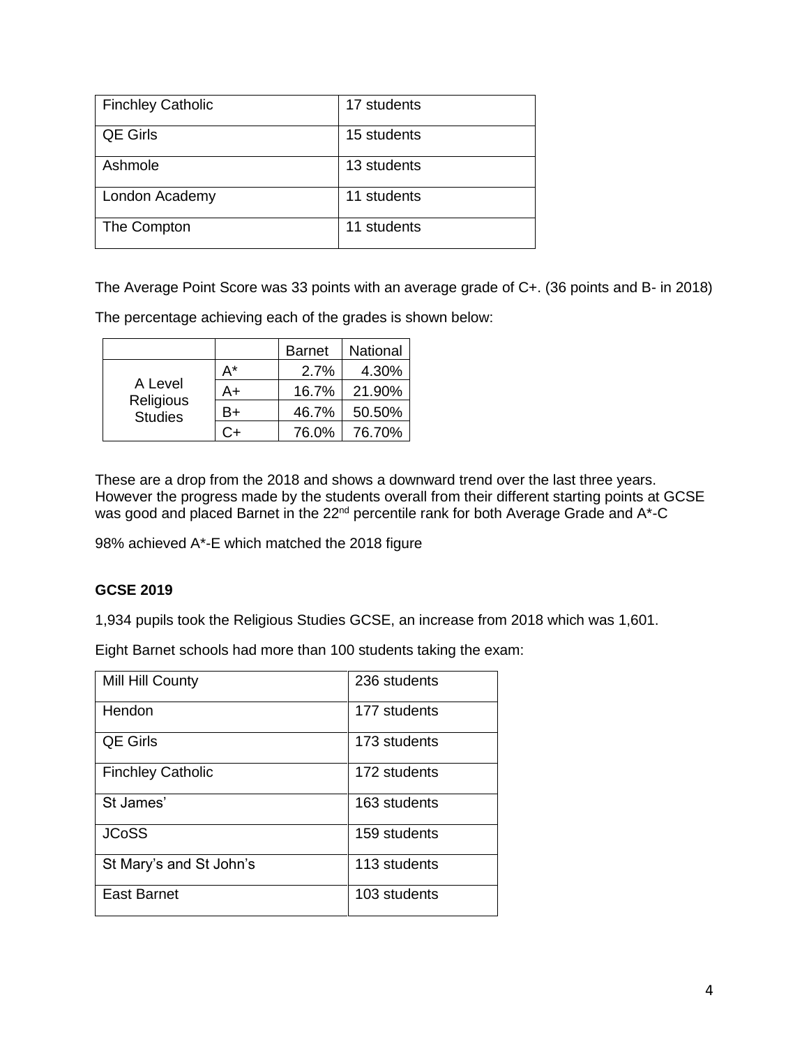| Finchley Catholic | 17 students |
|---|---|
| QE Girls | 15 students |
| Ashmole | 13 students |
| London Academy | 11 students |
| The Compton | 11 students |

The Average Point Score was 33 points with an average grade of C+. (36 points and B- in 2018)

The percentage achieving each of the grades is shown below:

| | | Barnet | National |
|---|---|---|---|
| A Level Religious Studies | A* | 2.7% | 4.30% |
| | A+ | 16.7% | 21.90% |
| | B+ | 46.7% | 50.50% |
| | C+ | 76.0% | 76.70% |

These are a drop from the 2018 and shows a downward trend over the last three years. However the progress made by the students overall from their different starting points at GCSE was good and placed Barnet in the 22nd percentile rank for both Average Grade and A*-C

98% achieved A*-E which matched the 2018 figure

**GCSE 2019**

1,934 pupils took the Religious Studies GCSE, an increase from 2018 which was 1,601.

Eight Barnet schools had more than 100 students taking the exam:

| Mill Hill County | 236 students |
|---|---|
| Hendon | 177 students |
| QE Girls | 173 students |
| Finchley Catholic | 172 students |
| St James' | 163 students |
| JCoSS | 159 students |
| St Mary's and St John's | 113 students |
| East Barnet | 103 students |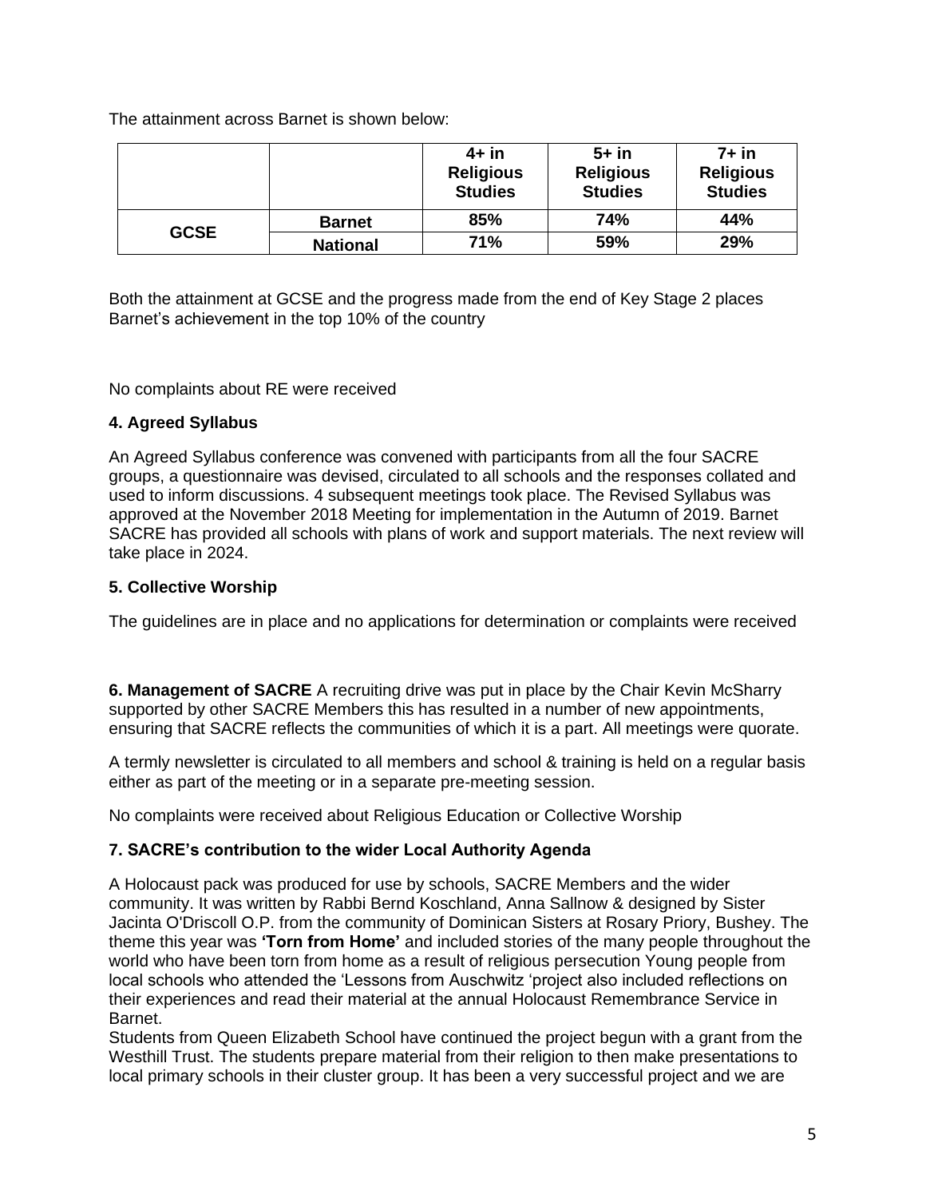The attainment across Barnet is shown below:

| | | 4+ in Religious Studies | 5+ in Religious Studies | 7+ in Religious Studies |
|---|---|---|---|---|
| GCSE | Barnet | 85% | 74% | 44% |
| | National | 71% | 59% | 29% |

Both the attainment at GCSE and the progress made from the end of Key Stage 2 places Barnet's achievement in the top 10% of the country

No complaints about RE were received

**4. Agreed Syllabus**

An Agreed Syllabus conference was convened with participants from all the four SACRE groups, a questionnaire was devised, circulated to all schools and the responses collated and used to inform discussions. 4 subsequent meetings took place. The Revised Syllabus was approved at the November 2018 Meeting for implementation in the Autumn of 2019. Barnet SACRE has provided all schools with plans of work and support materials. The next review will take place in 2024.

**5. Collective Worship**

The guidelines are in place and no applications for determination or complaints were received

**6. Management of SACRE** A recruiting drive was put in place by the Chair Kevin McSharry supported by other SACRE Members this has resulted in a number of new appointments, ensuring that SACRE reflects the communities of which it is a part. All meetings were quorate.

A termly newsletter is circulated to all members and school & training is held on a regular basis either as part of the meeting or in a separate pre-meeting session.

No complaints were received about Religious Education or Collective Worship

**7. SACRE's contribution to the wider Local Authority Agenda**

A Holocaust pack was produced for use by schools, SACRE Members and the wider community. It was written by Rabbi Bernd Koschland, Anna Sallnow & designed by Sister Jacinta O'Driscoll O.P. from the community of Dominican Sisters at Rosary Priory, Bushey. The theme this year was **'Torn from Home'** and included stories of the many people throughout the world who have been torn from home as a result of religious persecution Young people from local schools who attended the 'Lessons from Auschwitz 'project also included reflections on their experiences and read their material at the annual Holocaust Remembrance Service in Barnet.
Students from Queen Elizabeth School have continued the project begun with a grant from the Westhill Trust. The students prepare material from their religion to then make presentations to local primary schools in their cluster group. It has been a very successful project and we are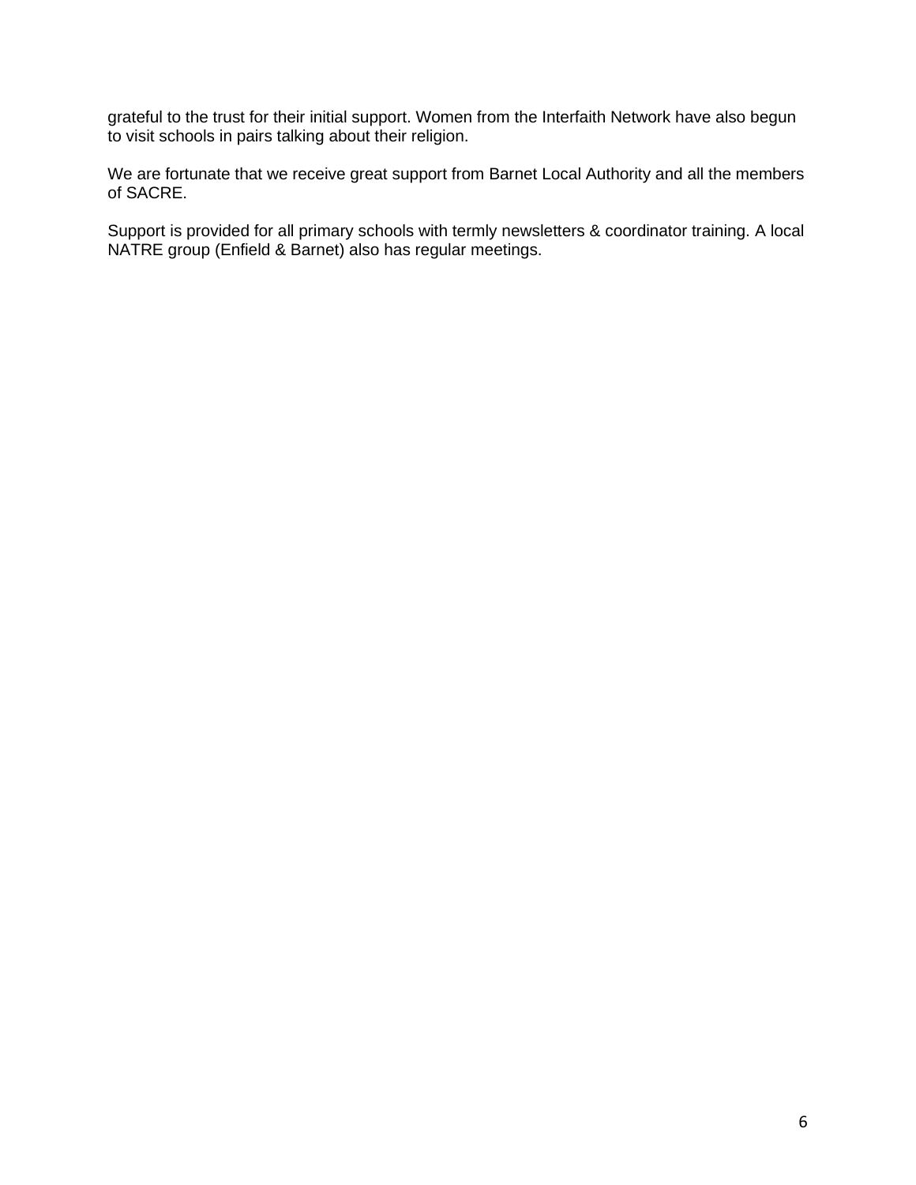grateful to the trust for their initial support. Women from the Interfaith Network have also begun to visit schools in pairs talking about their religion.

We are fortunate that we receive great support from Barnet Local Authority and all the members of SACRE.

Support is provided for all primary schools with termly newsletters & coordinator training. A local NATRE group (Enfield & Barnet) also has regular meetings.